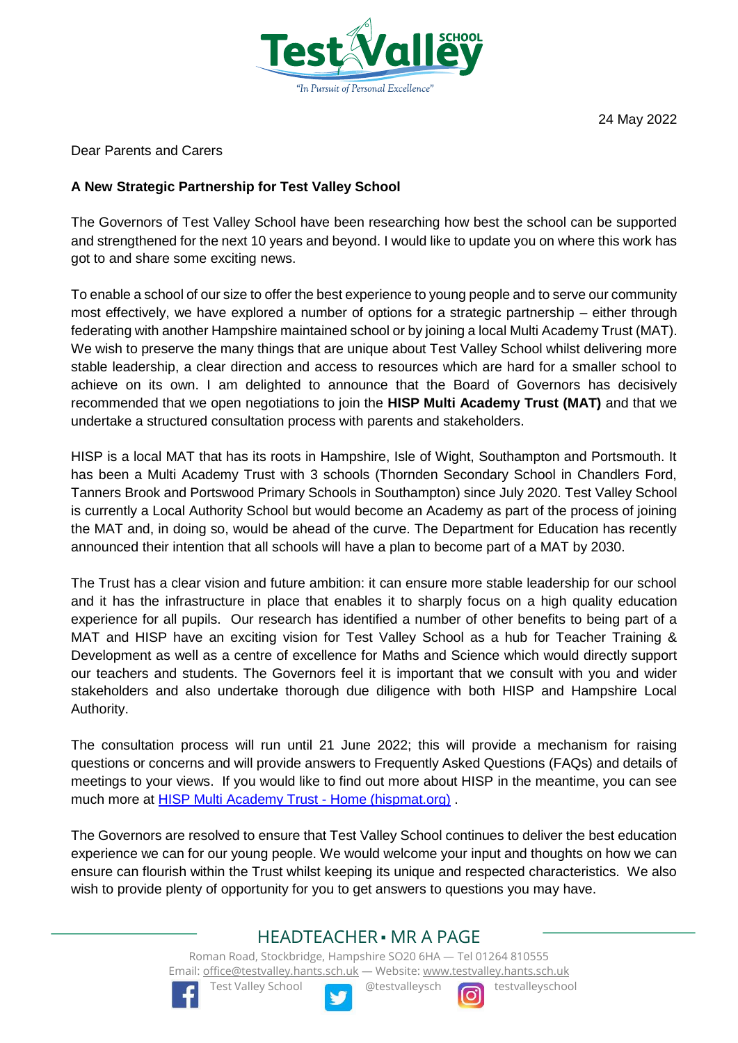24 May 2022

Dear Parents and Carers

**A New Strategic Partnership for Test Valley School**

The Governors of Test Valley School have been researching how best the school can be supported and strengthened for the next 10 years and beyond. I would like to update you on where this work has got to and share some exciting news.

To enable a school of our size to offer the best experience to young people and to serve our community most effectively, we have explored a number of options for a strategic partnership – either through federating with another Hampshire maintained school or by joining a local Multi Academy Trust (MAT). We wish to preserve the many things that are unique about Test Valley School whilst delivering more stable leadership, a clear direction and access to resources which are hard for a smaller school to achieve on its own. I am delighted to announce that the Board of Governors has decisively recommended that we open negotiations to join the **HISP Multi Academy Trust (MAT)** and that we undertake a structured consultation process with parents and stakeholders.

HISP is a local MAT that has its roots in Hampshire, Isle of Wight, Southampton and Portsmouth. It has been a Multi Academy Trust with 3 schools (Thornden Secondary School in Chandlers Ford, Tanners Brook and Portswood Primary Schools in Southampton) since July 2020. Test Valley School is currently a Local Authority School but would become an Academy as part of the process of joining the MAT and, in doing so, would be ahead of the curve. The Department for Education has recently announced their intention that all schools will have a plan to become part of a MAT by 2030.

The Trust has a clear vision and future ambition: it can ensure more stable leadership for our school and it has the infrastructure in place that enables it to sharply focus on a high quality education experience for all pupils. Our research has identified a number of other benefits to being part of a MAT and HISP have an exciting vision for Test Valley School as a hub for Teacher Training & Development as well as a centre of excellence for Maths and Science which would directly support our teachers and students. The Governors feel it is important that we consult with you and wider stakeholders and also undertake thorough due diligence with both HISP and Hampshire Local Authority.

The consultation process will run until 21 June 2022; this will provide a mechanism for raising questions or concerns and will provide answers to Frequently Asked Questions (FAQs) and details of meetings to your views. If you would like to find out more about HISP in the meantime, you can see much more at [HISP Multi Academy Trust - Home (hispmat.org)](https://hispmat.org) .

The Governors are resolved to ensure that Test Valley School continues to deliver the best education experience we can for our young people. We would welcome your input and thoughts on how we can ensure can flourish within the Trust whilst keeping its unique and respected characteristics. We also wish to provide plenty of opportunity for you to get answers to questions you may have.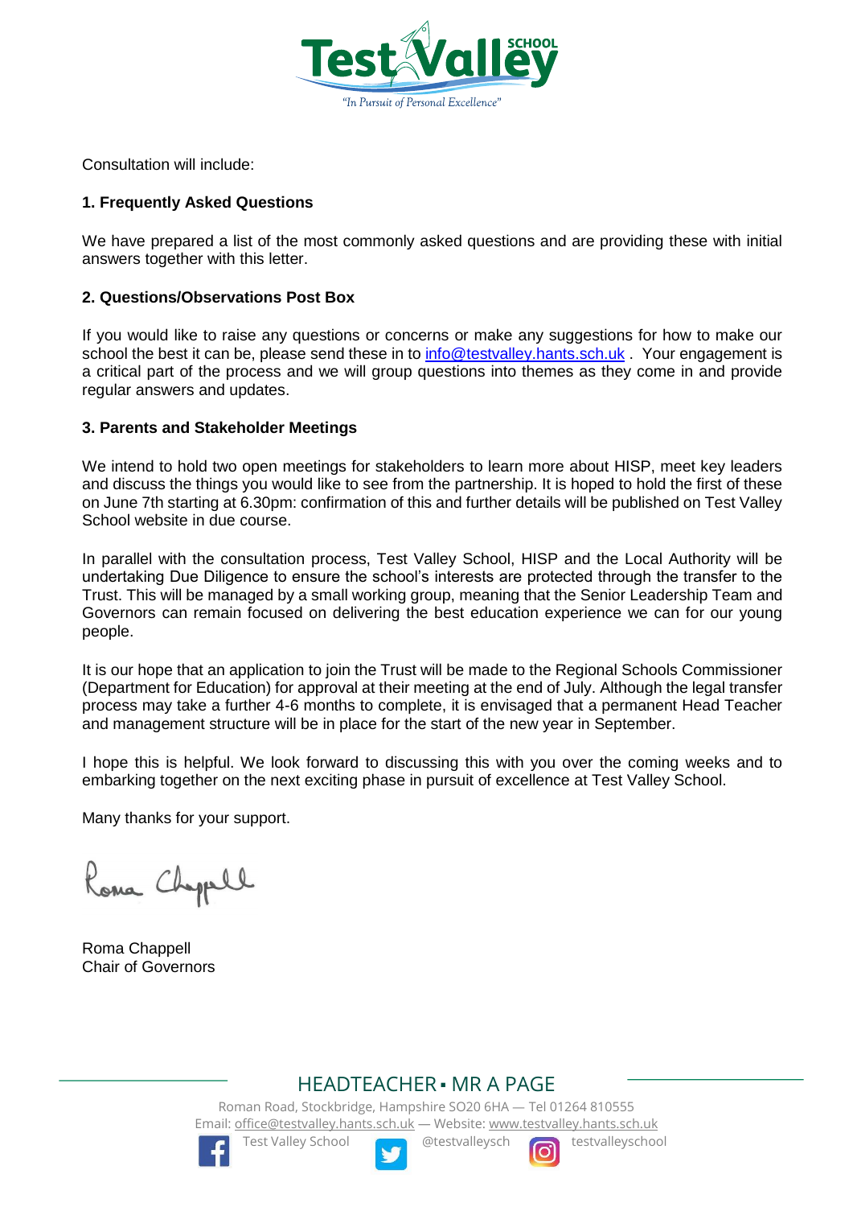Consultation will include:

**1. Frequently Asked Questions**

We have prepared a list of the most commonly asked questions and are providing these with initial answers together with this letter.

**2. Questions/Observations Post Box**

If you would like to raise any questions or concerns or make any suggestions for how to make our school the best it can be, please send these in to info@testvalley.hants.sch.uk . Your engagement is a critical part of the process and we will group questions into themes as they come in and provide regular answers and updates.

**3. Parents and Stakeholder Meetings**

We intend to hold two open meetings for stakeholders to learn more about HISP, meet key leaders and discuss the things you would like to see from the partnership. It is hoped to hold the first of these on June 7th starting at 6.30pm: confirmation of this and further details will be published on Test Valley School website in due course.

In parallel with the consultation process, Test Valley School, HISP and the Local Authority will be undertaking Due Diligence to ensure the school's interests are protected through the transfer to the Trust. This will be managed by a small working group, meaning that the Senior Leadership Team and Governors can remain focused on delivering the best education experience we can for our young people.

It is our hope that an application to join the Trust will be made to the Regional Schools Commissioner (Department for Education) for approval at their meeting at the end of July. Although the legal transfer process may take a further 4-6 months to complete, it is envisaged that a permanent Head Teacher and management structure will be in place for the start of the new year in September.

I hope this is helpful. We look forward to discussing this with you over the coming weeks and to embarking together on the next exciting phase in pursuit of excellence at Test Valley School.

Many thanks for your support.

Roma Chappell
Chair of Governors

HEADTEACHER ▪ MR A PAGE

Roman Road, Stockbridge, Hampshire SO20 6HA — Tel 01264 810555
Email: office@testvalley.hants.sch.uk — Website: www.testvalley.hants.sch.uk
Test Valley School @testvalleysch testvalleyschool